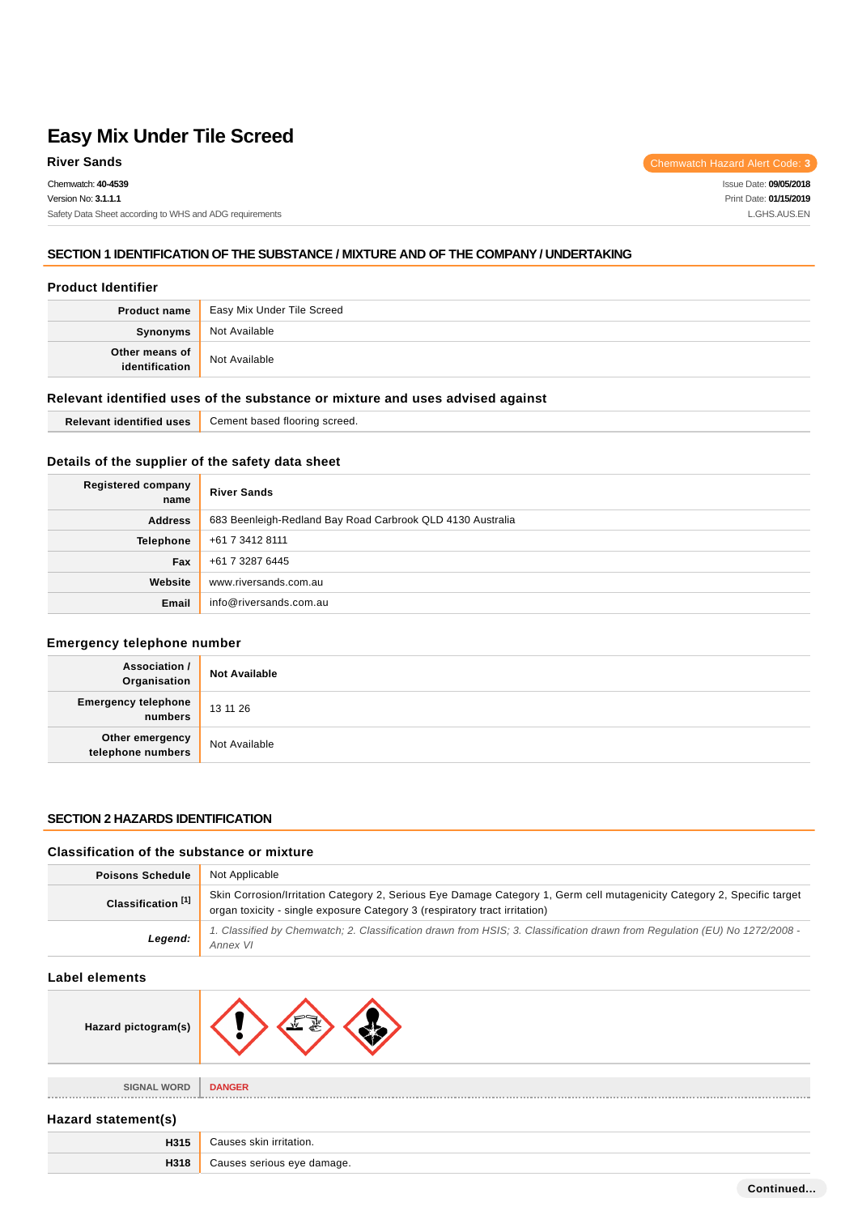# Easy Mix Under Tile Screed

**River Sands**

Chemwatch Hazard Alert Code: 3

Chemwatch: **40-4539**
Version No: **3.1.1.1**
Safety Data Sheet according to WHS and ADG requirements

Issue Date: **09/05/2018**
Print Date: **01/15/2019**
L.GHS.AUS.EN

## SECTION 1 IDENTIFICATION OF THE SUBSTANCE / MIXTURE AND OF THE COMPANY / UNDERTAKING

### Product Identifier

| | |
|---|---|
| **Product name** | Easy Mix Under Tile Screed |
| **Synonyms** | Not Available |
| **Other means of identification** | Not Available |

### Relevant identified uses of the substance or mixture and uses advised against

| | |
|---|---|
| **Relevant identified uses** | Cement based flooring screed. |

### Details of the supplier of the safety data sheet

| | |
|---|---|
| **Registered company name** | **River Sands** |
| **Address** | 683 Beenleigh-Redland Bay Road Carbrook QLD 4130 Australia |
| **Telephone** | +61 7 3412 8111 |
| **Fax** | +61 7 3287 6445 |
| **Website** | www.riversands.com.au |
| **Email** | info@riversands.com.au |

### Emergency telephone number

| | |
|---|---|
| **Association / Organisation** | **Not Available** |
| **Emergency telephone numbers** | 13 11 26 |
| **Other emergency telephone numbers** | Not Available |

## SECTION 2 HAZARDS IDENTIFICATION

### Classification of the substance or mixture

| | |
|---|---|
| **Poisons Schedule** | Not Applicable |
| **Classification [1]** | Skin Corrosion/Irritation Category 2, Serious Eye Damage Category 1, Germ cell mutagenicity Category 2, Specific target organ toxicity - single exposure Category 3 (respiratory tract irritation) |
| ***Legend:*** | *1. Classified by Chemwatch; 2. Classification drawn from HSIS; 3. Classification drawn from Regulation (EU) No 1272/2008 - Annex VI* |

### Label elements

| | |
|---|---|
| **Hazard pictogram(s)** | |
| SIGNAL WORD | **DANGER** |

### Hazard statement(s)

| | |
|---|---|
| **H315** | Causes skin irritation. |
| **H318** | Causes serious eye damage. |

**Continued...**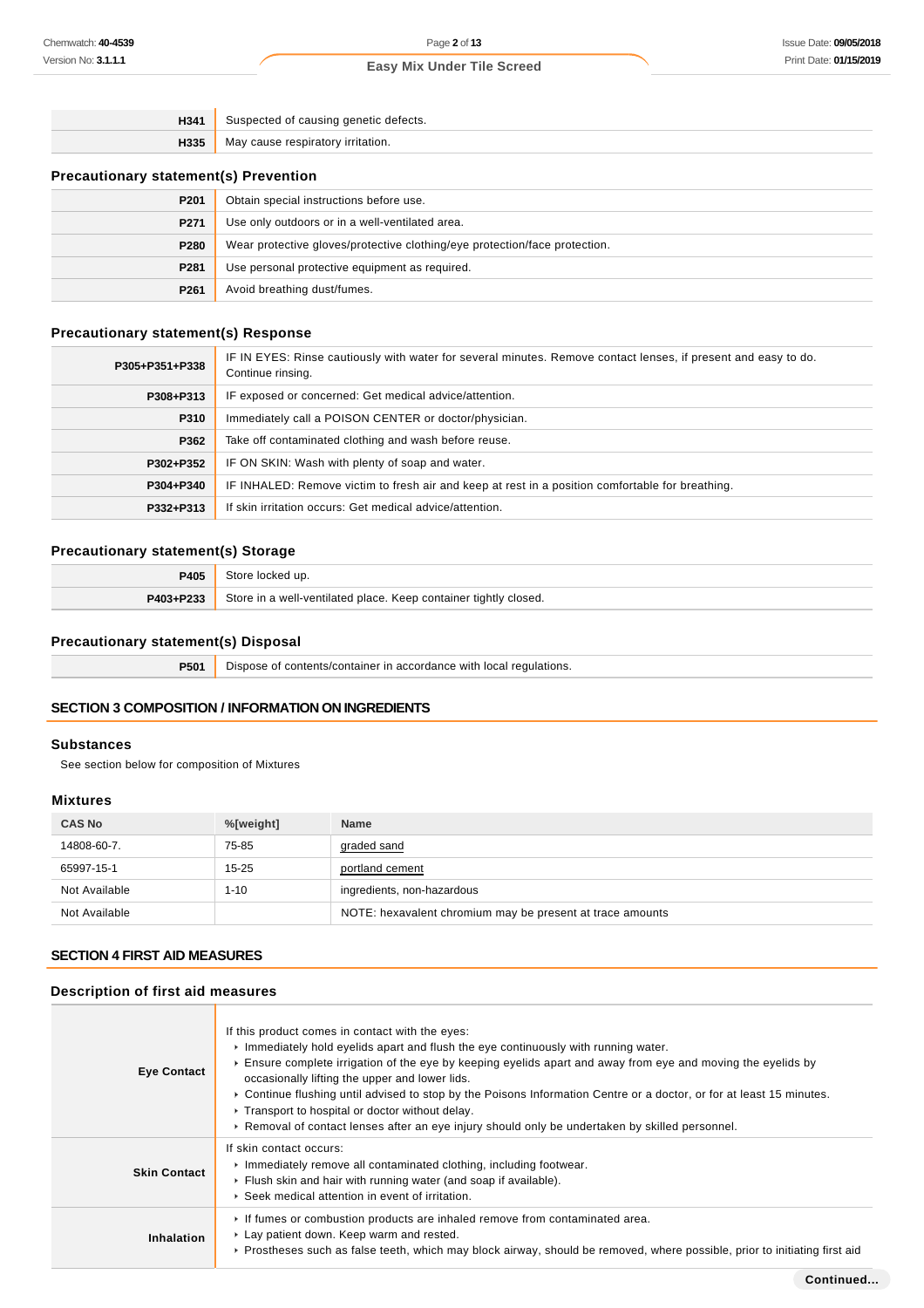| | |
|---|---|
| **H341** | Suspected of causing genetic defects. |
| **H335** | May cause respiratory irritation. |

### Precautionary statement(s) Prevention

| | |
|---|---|
| **P201** | Obtain special instructions before use. |
| **P271** | Use only outdoors or in a well-ventilated area. |
| **P280** | Wear protective gloves/protective clothing/eye protection/face protection. |
| **P281** | Use personal protective equipment as required. |
| **P261** | Avoid breathing dust/fumes. |

### Precautionary statement(s) Response

| | |
|---|---|
| **P305+P351+P338** | IF IN EYES: Rinse cautiously with water for several minutes. Remove contact lenses, if present and easy to do. Continue rinsing. |
| **P308+P313** | IF exposed or concerned: Get medical advice/attention. |
| **P310** | Immediately call a POISON CENTER or doctor/physician. |
| **P362** | Take off contaminated clothing and wash before reuse. |
| **P302+P352** | IF ON SKIN: Wash with plenty of soap and water. |
| **P304+P340** | IF INHALED: Remove victim to fresh air and keep at rest in a position comfortable for breathing. |
| **P332+P313** | If skin irritation occurs: Get medical advice/attention. |

### Precautionary statement(s) Storage

| | |
|---|---|
| **P405** | Store locked up. |
| **P403+P233** | Store in a well-ventilated place. Keep container tightly closed. |

### Precautionary statement(s) Disposal

| | |
|---|---|
| **P501** | Dispose of contents/container in accordance with local regulations. |

## SECTION 3 COMPOSITION / INFORMATION ON INGREDIENTS

### Substances

See section below for composition of Mixtures

### Mixtures

| CAS No | %[weight] | Name |
|---|---|---|
| 14808-60-7. | 75-85 | graded sand |
| 65997-15-1 | 15-25 | portland cement |
| Not Available | 1-10 | ingredients, non-hazardous |
| Not Available | | NOTE: hexavalent chromium may be present at trace amounts |

## SECTION 4 FIRST AID MEASURES

### Description of first aid measures

| | |
|---|---|
| **Eye Contact** | If this product comes in contact with the eyes:<br>▸ Immediately hold eyelids apart and flush the eye continuously with running water.<br>▸ Ensure complete irrigation of the eye by keeping eyelids apart and away from eye and moving the eyelids by occasionally lifting the upper and lower lids.<br>▸ Continue flushing until advised to stop by the Poisons Information Centre or a doctor, or for at least 15 minutes.<br>▸ Transport to hospital or doctor without delay.<br>▸ Removal of contact lenses after an eye injury should only be undertaken by skilled personnel. |
| **Skin Contact** | If skin contact occurs:<br>▸ Immediately remove all contaminated clothing, including footwear.<br>▸ Flush skin and hair with running water (and soap if available).<br>▸ Seek medical attention in event of irritation. |
| **Inhalation** | ▸ If fumes or combustion products are inhaled remove from contaminated area.<br>▸ Lay patient down. Keep warm and rested.<br>▸ Prostheses such as false teeth, which may block airway, should be removed, where possible, prior to initiating first aid |

Continued...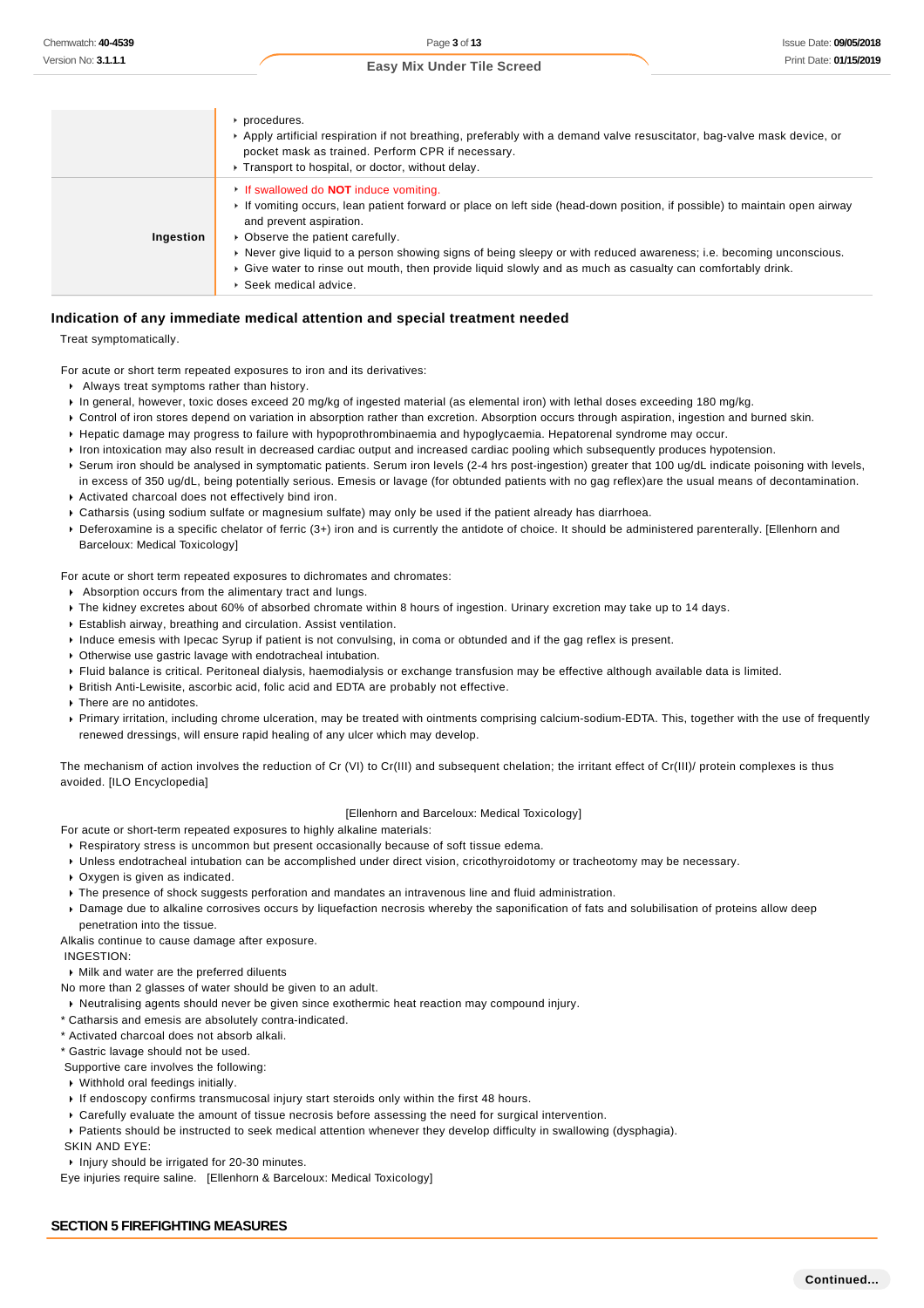| | |
|---|---|
| | procedures.<br>Apply artificial respiration if not breathing, preferably with a demand valve resuscitator, bag-valve mask device, or pocket mask as trained. Perform CPR if necessary.<br>Transport to hospital, or doctor, without delay. |
| **Ingestion** | If swallowed do **NOT** induce vomiting.<br>If vomiting occurs, lean patient forward or place on left side (head-down position, if possible) to maintain open airway and prevent aspiration.<br>Observe the patient carefully.<br>Never give liquid to a person showing signs of being sleepy or with reduced awareness; i.e. becoming unconscious.<br>Give water to rinse out mouth, then provide liquid slowly and as much as casualty can comfortably drink.<br>Seek medical advice. |

### Indication of any immediate medical attention and special treatment needed

Treat symptomatically.

For acute or short term repeated exposures to iron and its derivatives:

- Always treat symptoms rather than history.
- In general, however, toxic doses exceed 20 mg/kg of ingested material (as elemental iron) with lethal doses exceeding 180 mg/kg.
- Control of iron stores depend on variation in absorption rather than excretion. Absorption occurs through aspiration, ingestion and burned skin.
- Hepatic damage may progress to failure with hypoprothrombinaemia and hypoglycaemia. Hepatorenal syndrome may occur.
- Iron intoxication may also result in decreased cardiac output and increased cardiac pooling which subsequently produces hypotension.
- Serum iron should be analysed in symptomatic patients. Serum iron levels (2-4 hrs post-ingestion) greater that 100 ug/dL indicate poisoning with levels, in excess of 350 ug/dL, being potentially serious. Emesis or lavage (for obtunded patients with no gag reflex)are the usual means of decontamination.
- Activated charcoal does not effectively bind iron.
- Catharsis (using sodium sulfate or magnesium sulfate) may only be used if the patient already has diarrhoea.
- Deferoxamine is a specific chelator of ferric (3+) iron and is currently the antidote of choice. It should be administered parenterally. [Ellenhorn and Barceloux: Medical Toxicology]

For acute or short term repeated exposures to dichromates and chromates:

- Absorption occurs from the alimentary tract and lungs.
- The kidney excretes about 60% of absorbed chromate within 8 hours of ingestion. Urinary excretion may take up to 14 days.
- Establish airway, breathing and circulation. Assist ventilation.
- Induce emesis with Ipecac Syrup if patient is not convulsing, in coma or obtunded and if the gag reflex is present.
- Otherwise use gastric lavage with endotracheal intubation.
- Fluid balance is critical. Peritoneal dialysis, haemodialysis or exchange transfusion may be effective although available data is limited.
- British Anti-Lewisite, ascorbic acid, folic acid and EDTA are probably not effective.
- There are no antidotes.
- Primary irritation, including chrome ulceration, may be treated with ointments comprising calcium-sodium-EDTA. This, together with the use of frequently renewed dressings, will ensure rapid healing of any ulcer which may develop.

The mechanism of action involves the reduction of Cr (VI) to Cr(III) and subsequent chelation; the irritant effect of Cr(III)/ protein complexes is thus avoided. [ILO Encyclopedia]

[Ellenhorn and Barceloux: Medical Toxicology]

For acute or short-term repeated exposures to highly alkaline materials:

- Respiratory stress is uncommon but present occasionally because of soft tissue edema.
- Unless endotracheal intubation can be accomplished under direct vision, cricothyroidotomy or tracheotomy may be necessary.
- Oxygen is given as indicated.
- The presence of shock suggests perforation and mandates an intravenous line and fluid administration.
- Damage due to alkaline corrosives occurs by liquefaction necrosis whereby the saponification of fats and solubilisation of proteins allow deep penetration into the tissue.

Alkalis continue to cause damage after exposure.

INGESTION:

- Milk and water are the preferred diluents

No more than 2 glasses of water should be given to an adult.

- Neutralising agents should never be given since exothermic heat reaction may compound injury.

* Catharsis and emesis are absolutely contra-indicated.
* Activated charcoal does not absorb alkali.
* Gastric lavage should not be used.

Supportive care involves the following:

- Withhold oral feedings initially.
- If endoscopy confirms transmucosal injury start steroids only within the first 48 hours.
- Carefully evaluate the amount of tissue necrosis before assessing the need for surgical intervention.
- Patients should be instructed to seek medical attention whenever they develop difficulty in swallowing (dysphagia).

SKIN AND EYE:

- Injury should be irrigated for 20-30 minutes.

Eye injuries require saline. [Ellenhorn & Barceloux: Medical Toxicology]

## SECTION 5 FIREFIGHTING MEASURES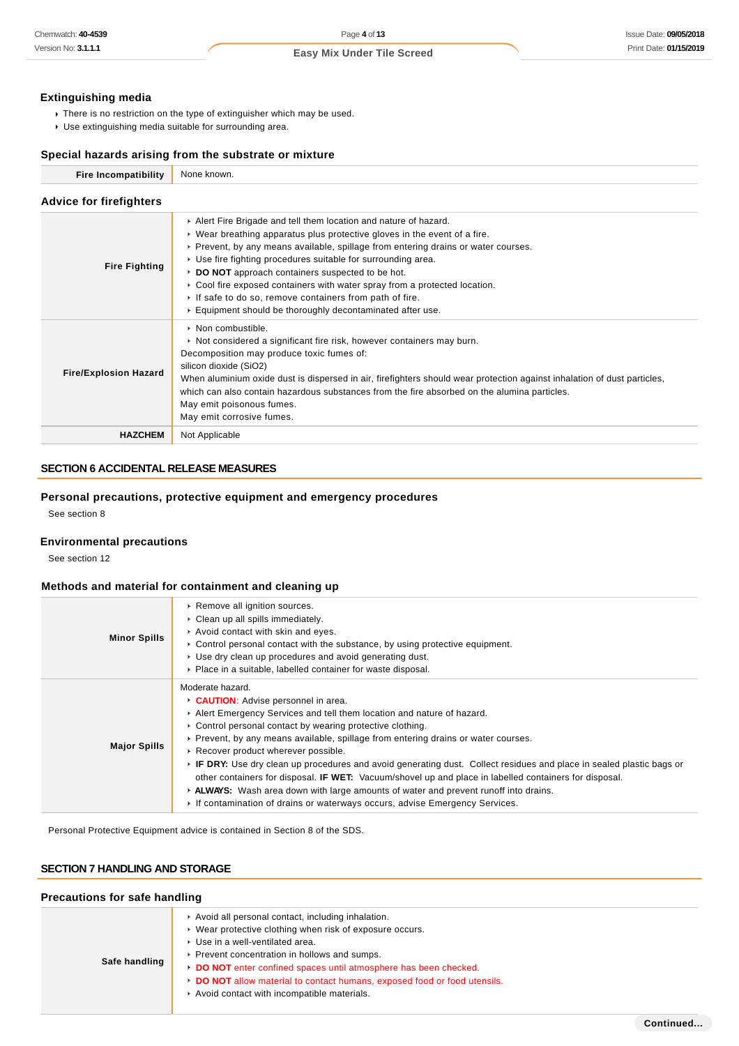### Extinguishing media

- There is no restriction on the type of extinguisher which may be used.
- Use extinguishing media suitable for surrounding area.

### Special hazards arising from the substrate or mixture

| Fire Incompatibility | None known. |
|---|---|

### Advice for firefighters

| | |
|---|---|
| **Fire Fighting** | ‣ Alert Fire Brigade and tell them location and nature of hazard.<br>‣ Wear breathing apparatus plus protective gloves in the event of a fire.<br>‣ Prevent, by any means available, spillage from entering drains or water courses.<br>‣ Use fire fighting procedures suitable for surrounding area.<br>‣ **DO NOT** approach containers suspected to be hot.<br>‣ Cool fire exposed containers with water spray from a protected location.<br>‣ If safe to do so, remove containers from path of fire.<br>‣ Equipment should be thoroughly decontaminated after use. |
| **Fire/Explosion Hazard** | ‣ Non combustible.<br>‣ Not considered a significant fire risk, however containers may burn.<br>Decomposition may produce toxic fumes of:<br>silicon dioxide ($SiO_2$)<br>When aluminium oxide dust is dispersed in air, firefighters should wear protection against inhalation of dust particles, which can also contain hazardous substances from the fire absorbed on the alumina particles.<br>May emit poisonous fumes.<br>May emit corrosive fumes. |
| **HAZCHEM** | Not Applicable |

## SECTION 6 ACCIDENTAL RELEASE MEASURES

### Personal precautions, protective equipment and emergency procedures

See section 8

### Environmental precautions

See section 12

### Methods and material for containment and cleaning up

| | |
|---|---|
| **Minor Spills** | ‣ Remove all ignition sources.<br>‣ Clean up all spills immediately.<br>‣ Avoid contact with skin and eyes.<br>‣ Control personal contact with the substance, by using protective equipment.<br>‣ Use dry clean up procedures and avoid generating dust.<br>‣ Place in a suitable, labelled container for waste disposal. |
| **Major Spills** | Moderate hazard.<br>‣ **CAUTION**: Advise personnel in area.<br>‣ Alert Emergency Services and tell them location and nature of hazard.<br>‣ Control personal contact by wearing protective clothing.<br>‣ Prevent, by any means available, spillage from entering drains or water courses.<br>‣ Recover product wherever possible.<br>‣ **IF DRY:** Use dry clean up procedures and avoid generating dust. Collect residues and place in sealed plastic bags or other containers for disposal. **IF WET:** Vacuum/shovel up and place in labelled containers for disposal.<br>‣ **ALWAYS:** Wash area down with large amounts of water and prevent runoff into drains.<br>‣ If contamination of drains or waterways occurs, advise Emergency Services. |

Personal Protective Equipment advice is contained in Section 8 of the SDS.

## SECTION 7 HANDLING AND STORAGE

### Precautions for safe handling

| | |
|---|---|
| **Safe handling** | ‣ Avoid all personal contact, including inhalation.<br>‣ Wear protective clothing when risk of exposure occurs.<br>‣ Use in a well-ventilated area.<br>‣ Prevent concentration in hollows and sumps.<br>‣ **DO NOT** enter confined spaces until atmosphere has been checked.<br>‣ **DO NOT** allow material to contact humans, exposed food or food utensils.<br>‣ Avoid contact with incompatible materials. |

Continued...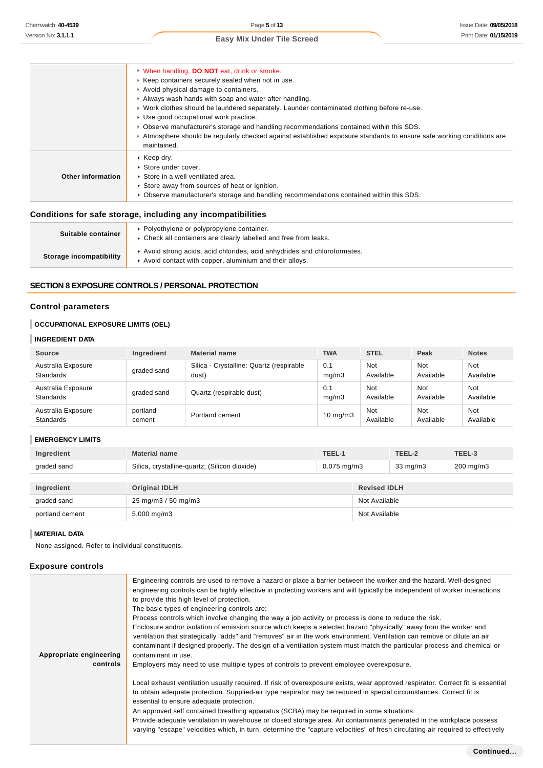| | |
|---|---|
| | ▸ When handling, **DO NOT** eat, drink or smoke.<br>▸ Keep containers securely sealed when not in use.<br>▸ Avoid physical damage to containers.<br>▸ Always wash hands with soap and water after handling.<br>▸ Work clothes should be laundered separately. Launder contaminated clothing before re-use.<br>▸ Use good occupational work practice.<br>▸ Observe manufacturer's storage and handling recommendations contained within this SDS.<br>▸ Atmosphere should be regularly checked against established exposure standards to ensure safe working conditions are maintained. |
| **Other information** | ▸ Keep dry.<br>▸ Store under cover.<br>▸ Store in a well ventilated area.<br>▸ Store away from sources of heat or ignition.<br>▸ Observe manufacturer's storage and handling recommendations contained within this SDS. |

### Conditions for safe storage, including any incompatibilities

| | |
|---|---|
| **Suitable container** | ▸ Polyethylene or polypropylene container.<br>▸ Check all containers are clearly labelled and free from leaks. |
| **Storage incompatibility** | ▸ Avoid strong acids, acid chlorides, acid anhydrides and chloroformates.<br>▸ Avoid contact with copper, aluminium and their alloys. |

## SECTION 8 EXPOSURE CONTROLS / PERSONAL PROTECTION

### Control parameters

#### OCCUPATIONAL EXPOSURE LIMITS (OEL)

#### INGREDIENT DATA

| Source | Ingredient | Material name | TWA | STEL | Peak | Notes |
|---|---|---|---|---|---|---|
| Australia Exposure Standards | graded sand | Silica - Crystalline: Quartz (respirable dust) | 0.1 mg/m3 | Not Available | Not Available | Not Available |
| Australia Exposure Standards | graded sand | Quartz (respirable dust) | 0.1 mg/m3 | Not Available | Not Available | Not Available |
| Australia Exposure Standards | portland cement | Portland cement | 10 mg/m3 | Not Available | Not Available | Not Available |

#### EMERGENCY LIMITS

| Ingredient | Material name | TEEL-1 | TEEL-2 | TEEL-3 |
|---|---|---|---|---|
| graded sand | Silica, crystalline-quartz; (Silicon dioxide) | 0.075 mg/m3 | 33 mg/m3 | 200 mg/m3 |

| Ingredient | Original IDLH | Revised IDLH |
|---|---|---|
| graded sand | 25 mg/m3 / 50 mg/m3 | Not Available |
| portland cement | 5,000 mg/m3 | Not Available |

#### MATERIAL DATA

None assigned. Refer to individual constituents.

### Exposure controls

| | |
|---|---|
| **Appropriate engineering controls** | Engineering controls are used to remove a hazard or place a barrier between the worker and the hazard. Well-designed engineering controls can be highly effective in protecting workers and will typically be independent of worker interactions to provide this high level of protection.<br>The basic types of engineering controls are:<br>Process controls which involve changing the way a job activity or process is done to reduce the risk.<br>Enclosure and/or isolation of emission source which keeps a selected hazard "physically" away from the worker and ventilation that strategically "adds" and "removes" air in the work environment. Ventilation can remove or dilute an air contaminant if designed properly. The design of a ventilation system must match the particular process and chemical or contaminant in use.<br>Employers may need to use multiple types of controls to prevent employee overexposure.<br><br>Local exhaust ventilation usually required. If risk of overexposure exists, wear approved respirator. Correct fit is essential to obtain adequate protection. Supplied-air type respirator may be required in special circumstances. Correct fit is essential to ensure adequate protection.<br>An approved self contained breathing apparatus (SCBA) may be required in some situations.<br>Provide adequate ventilation in warehouse or closed storage area. Air contaminants generated in the workplace possess varying "escape" velocities which, in turn, determine the "capture velocities" of fresh circulating air required to effectively |

Continued...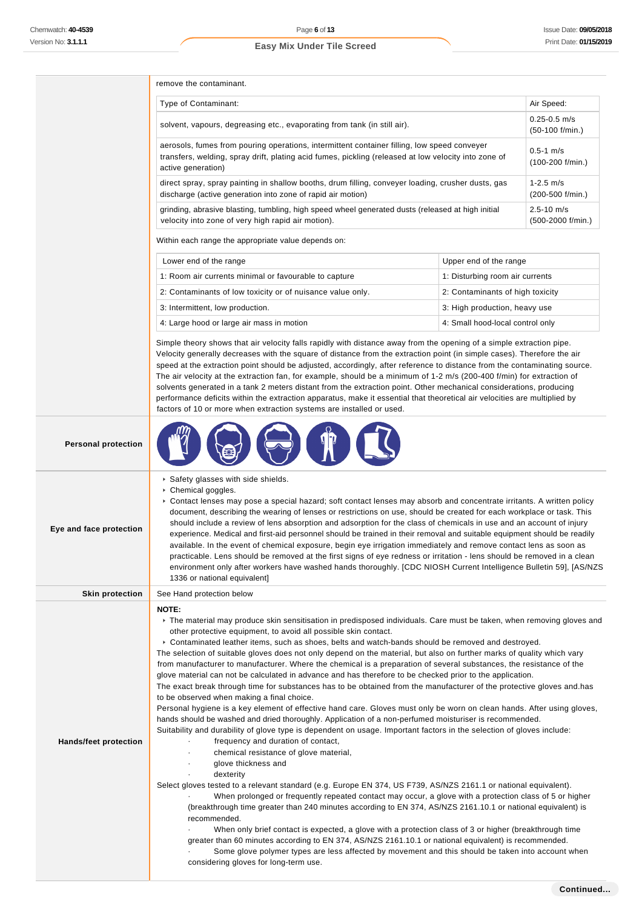remove the contaminant.

| Type of Contaminant: | Air Speed: |
|---|---|
| solvent, vapours, degreasing etc., evaporating from tank (in still air). | 0.25-0.5 m/s (50-100 f/min.) |
| aerosols, fumes from pouring operations, intermittent container filling, low speed conveyer transfers, welding, spray drift, plating acid fumes, pickling (released at low velocity into zone of active generation) | 0.5-1 m/s (100-200 f/min.) |
| direct spray, spray painting in shallow booths, drum filling, conveyer loading, crusher dusts, gas discharge (active generation into zone of rapid air motion) | 1-2.5 m/s (200-500 f/min.) |
| grinding, abrasive blasting, tumbling, high speed wheel generated dusts (released at high initial velocity into zone of very high rapid air motion). | 2.5-10 m/s (500-2000 f/min.) |

Within each range the appropriate value depends on:

| Lower end of the range | Upper end of the range |
|---|---|
| 1: Room air currents minimal or favourable to capture | 1: Disturbing room air currents |
| 2: Contaminants of low toxicity or of nuisance value only. | 2: Contaminants of high toxicity |
| 3: Intermittent, low production. | 3: High production, heavy use |
| 4: Large hood or large air mass in motion | 4: Small hood-local control only |

Simple theory shows that air velocity falls rapidly with distance away from the opening of a simple extraction pipe. Velocity generally decreases with the square of distance from the extraction point (in simple cases). Therefore the air speed at the extraction point should be adjusted, accordingly, after reference to distance from the contaminating source. The air velocity at the extraction fan, for example, should be a minimum of 1-2 m/s (200-400 f/min) for extraction of solvents generated in a tank 2 meters distant from the extraction point. Other mechanical considerations, producing performance deficits within the extraction apparatus, make it essential that theoretical air velocities are multiplied by factors of 10 or more when extraction systems are installed or used.

**Personal protection**

**Eye and face protection**

- Safety glasses with side shields.
- Chemical goggles.
- Contact lenses may pose a special hazard; soft contact lenses may absorb and concentrate irritants. A written policy document, describing the wearing of lenses or restrictions on use, should be created for each workplace or task. This should include a review of lens absorption and adsorption for the class of chemicals in use and an account of injury experience. Medical and first-aid personnel should be trained in their removal and suitable equipment should be readily available. In the event of chemical exposure, begin eye irrigation immediately and remove contact lens as soon as practicable. Lens should be removed at the first signs of eye redness or irritation - lens should be removed in a clean environment only after workers have washed hands thoroughly. [CDC NIOSH Current Intelligence Bulletin 59], [AS/NZS 1336 or national equivalent]

**Skin protection**

See Hand protection below

**Hands/feet protection**

**NOTE:**

- The material may produce skin sensitisation in predisposed individuals. Care must be taken, when removing gloves and other protective equipment, to avoid all possible skin contact.
- Contaminated leather items, such as shoes, belts and watch-bands should be removed and destroyed.

The selection of suitable gloves does not only depend on the material, but also on further marks of quality which vary from manufacturer to manufacturer. Where the chemical is a preparation of several substances, the resistance of the glove material can not be calculated in advance and has therefore to be checked prior to the application.

The exact break through time for substances has to be obtained from the manufacturer of the protective gloves and.has to be observed when making a final choice.

Personal hygiene is a key element of effective hand care. Gloves must only be worn on clean hands. After using gloves, hands should be washed and dried thoroughly. Application of a non-perfumed moisturiser is recommended.

Suitability and durability of glove type is dependent on usage. Important factors in the selection of gloves include:

- frequency and duration of contact,
- chemical resistance of glove material,
- glove thickness and
- dexterity

Select gloves tested to a relevant standard (e.g. Europe EN 374, US F739, AS/NZS 2161.1 or national equivalent).

- When prolonged or frequently repeated contact may occur, a glove with a protection class of 5 or higher (breakthrough time greater than 240 minutes according to EN 374, AS/NZS 2161.10.1 or national equivalent) is recommended.
- When only brief contact is expected, a glove with a protection class of 3 or higher (breakthrough time greater than 60 minutes according to EN 374, AS/NZS 2161.10.1 or national equivalent) is recommended.
- Some glove polymer types are less affected by movement and this should be taken into account when considering gloves for long-term use.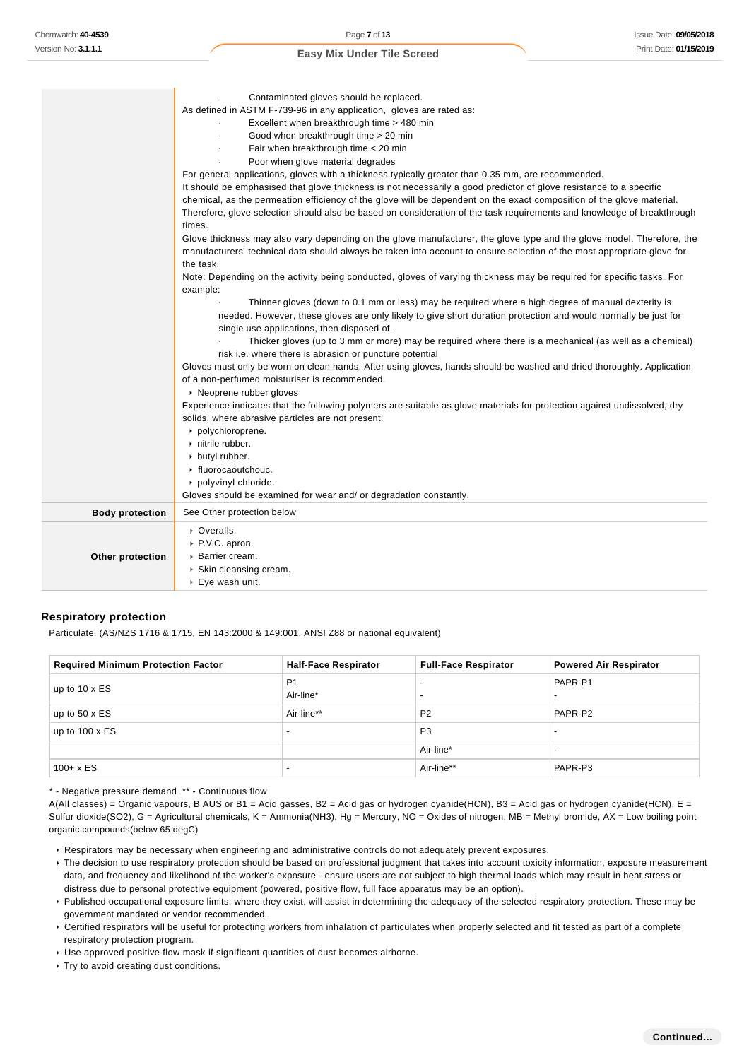| | |
|---|---|
| | · Contaminated gloves should be replaced.<br>As defined in ASTM F-739-96 in any application, gloves are rated as:<br>· Excellent when breakthrough time > 480 min<br>· Good when breakthrough time > 20 min<br>· Fair when breakthrough time < 20 min<br>· Poor when glove material degrades<br>For general applications, gloves with a thickness typically greater than 0.35 mm, are recommended.<br>It should be emphasised that glove thickness is not necessarily a good predictor of glove resistance to a specific chemical, as the permeation efficiency of the glove will be dependent on the exact composition of the glove material. Therefore, glove selection should also be based on consideration of the task requirements and knowledge of breakthrough times.<br>Glove thickness may also vary depending on the glove manufacturer, the glove type and the glove model. Therefore, the manufacturers' technical data should always be taken into account to ensure selection of the most appropriate glove for the task.<br>Note: Depending on the activity being conducted, gloves of varying thickness may be required for specific tasks. For example:<br>· Thinner gloves (down to 0.1 mm or less) may be required where a high degree of manual dexterity is needed. However, these gloves are only likely to give short duration protection and would normally be just for single use applications, then disposed of.<br>· Thicker gloves (up to 3 mm or more) may be required where there is a mechanical (as well as a chemical) risk i.e. where there is abrasion or puncture potential<br>Gloves must only be worn on clean hands. After using gloves, hands should be washed and dried thoroughly. Application of a non-perfumed moisturiser is recommended.<br>▸ Neoprene rubber gloves<br>Experience indicates that the following polymers are suitable as glove materials for protection against undissolved, dry solids, where abrasive particles are not present.<br>▸ polychloroprene.<br>▸ nitrile rubber.<br>▸ butyl rubber.<br>▸ fluorocaoutchouc.<br>▸ polyvinyl chloride.<br>Gloves should be examined for wear and/ or degradation constantly. |
| **Body protection** | See Other protection below |
| **Other protection** | ▸ Overalls.<br>▸ P.V.C. apron.<br>▸ Barrier cream.<br>▸ Skin cleansing cream.<br>▸ Eye wash unit. |

### Respiratory protection

Particulate. (AS/NZS 1716 & 1715, EN 143:2000 & 149:001, ANSI Z88 or national equivalent)

| Required Minimum Protection Factor | Half-Face Respirator | Full-Face Respirator | Powered Air Respirator |
|---|---|---|---|
| up to 10 x ES | P1<br>Air-line* | -<br>- | PAPR-P1<br>- |
| up to 50 x ES | Air-line** | P2 | PAPR-P2 |
| up to 100 x ES | - | P3 | - |
| | | Air-line* | - |
| 100+ x ES | - | Air-line** | PAPR-P3 |

* - Negative pressure demand ** - Continuous flow
A(All classes) = Organic vapours, B AUS or B1 = Acid gasses, B2 = Acid gas or hydrogen cyanide(HCN), B3 = Acid gas or hydrogen cyanide(HCN), E = Sulfur dioxide($SO_2$), G = Agricultural chemicals, K = Ammonia($NH_3$), Hg = Mercury, NO = Oxides of nitrogen, MB = Methyl bromide, AX = Low boiling point organic compounds(below 65 degC)

- Respirators may be necessary when engineering and administrative controls do not adequately prevent exposures.
- The decision to use respiratory protection should be based on professional judgment that takes into account toxicity information, exposure measurement data, and frequency and likelihood of the worker's exposure - ensure users are not subject to high thermal loads which may result in heat stress or distress due to personal protective equipment (powered, positive flow, full face apparatus may be an option).
- Published occupational exposure limits, where they exist, will assist in determining the adequacy of the selected respiratory protection. These may be government mandated or vendor recommended.
- Certified respirators will be useful for protecting workers from inhalation of particulates when properly selected and fit tested as part of a complete respiratory protection program.
- Use approved positive flow mask if significant quantities of dust becomes airborne.
- Try to avoid creating dust conditions.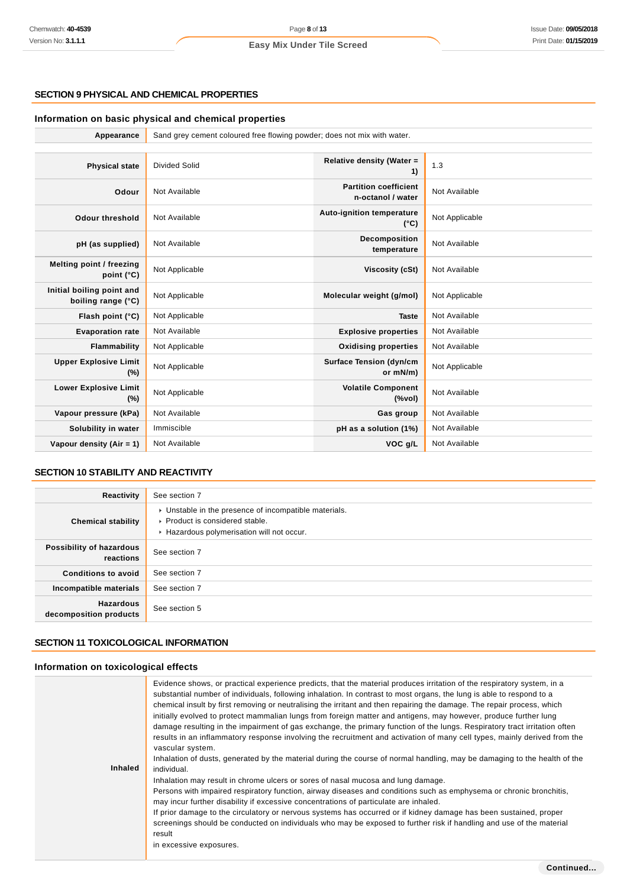## SECTION 9 PHYSICAL AND CHEMICAL PROPERTIES

### Information on basic physical and chemical properties

| | |
|---|---|
| **Appearance** | Sand grey cement coloured free flowing powder; does not mix with water. |

| | | | |
|---|---|---|---|
| **Physical state** | Divided Solid | **Relative density (Water = 1)** | 1.3 |
| **Odour** | Not Available | **Partition coefficient n-octanol / water** | Not Available |
| **Odour threshold** | Not Available | **Auto-ignition temperature (°C)** | Not Applicable |
| **pH (as supplied)** | Not Available | **Decomposition temperature** | Not Available |
| **Melting point / freezing point (°C)** | Not Applicable | **Viscosity (cSt)** | Not Available |
| **Initial boiling point and boiling range (°C)** | Not Applicable | **Molecular weight (g/mol)** | Not Applicable |
| **Flash point (°C)** | Not Applicable | **Taste** | Not Available |
| **Evaporation rate** | Not Available | **Explosive properties** | Not Available |
| **Flammability** | Not Applicable | **Oxidising properties** | Not Available |
| **Upper Explosive Limit (%)** | Not Applicable | **Surface Tension (dyn/cm or mN/m)** | Not Applicable |
| **Lower Explosive Limit (%)** | Not Applicable | **Volatile Component (%vol)** | Not Available |
| **Vapour pressure (kPa)** | Not Available | **Gas group** | Not Available |
| **Solubility in water** | Immiscible | **pH as a solution (1%)** | Not Available |
| **Vapour density (Air = 1)** | Not Available | **VOC g/L** | Not Available |

## SECTION 10 STABILITY AND REACTIVITY

| | |
|---|---|
| **Reactivity** | See section 7 |
| **Chemical stability** | ▸ Unstable in the presence of incompatible materials.<br>▸ Product is considered stable.<br>▸ Hazardous polymerisation will not occur. |
| **Possibility of hazardous reactions** | See section 7 |
| **Conditions to avoid** | See section 7 |
| **Incompatible materials** | See section 7 |
| **Hazardous decomposition products** | See section 5 |

## SECTION 11 TOXICOLOGICAL INFORMATION

### Information on toxicological effects

| | |
|---|---|
| **Inhaled** | Evidence shows, or practical experience predicts, that the material produces irritation of the respiratory system, in a substantial number of individuals, following inhalation. In contrast to most organs, the lung is able to respond to a chemical insult by first removing or neutralising the irritant and then repairing the damage. The repair process, which initially evolved to protect mammalian lungs from foreign matter and antigens, may however, produce further lung damage resulting in the impairment of gas exchange, the primary function of the lungs. Respiratory tract irritation often results in an inflammatory response involving the recruitment and activation of many cell types, mainly derived from the vascular system.<br>Inhalation of dusts, generated by the material during the course of normal handling, may be damaging to the health of the individual.<br>Inhalation may result in chrome ulcers or sores of nasal mucosa and lung damage.<br>Persons with impaired respiratory function, airway diseases and conditions such as emphysema or chronic bronchitis, may incur further disability if excessive concentrations of particulate are inhaled.<br>If prior damage to the circulatory or nervous systems has occurred or if kidney damage has been sustained, proper screenings should be conducted on individuals who may be exposed to further risk if handling and use of the material result<br>in excessive exposures. |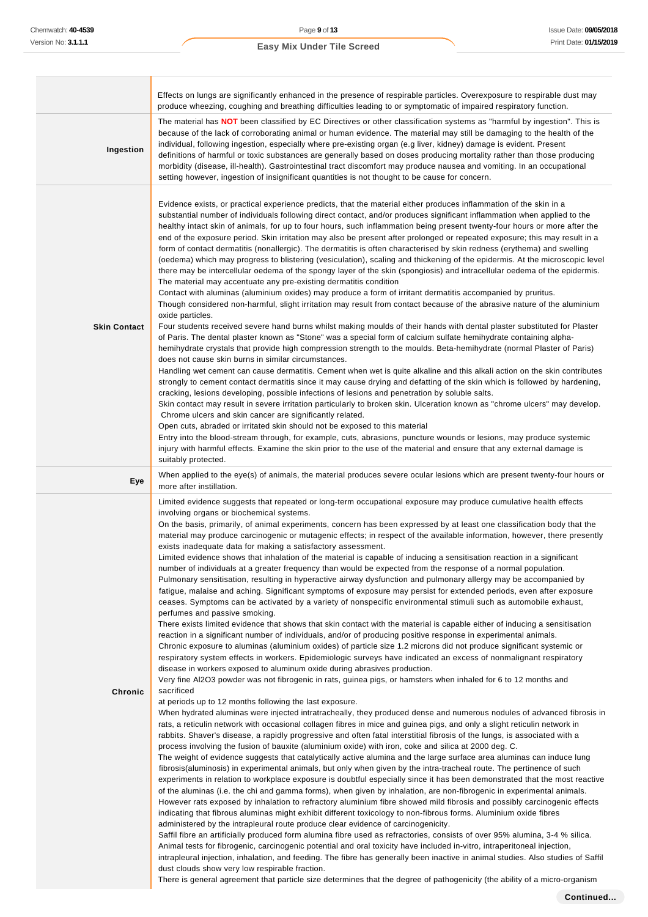| | |
|---|---|
| | Effects on lungs are significantly enhanced in the presence of respirable particles. Overexposure to respirable dust may produce wheezing, coughing and breathing difficulties leading to or symptomatic of impaired respiratory function. |
| **Ingestion** | The material has **NOT** been classified by EC Directives or other classification systems as "harmful by ingestion". This is because of the lack of corroborating animal or human evidence. The material may still be damaging to the health of the individual, following ingestion, especially where pre-existing organ (e.g liver, kidney) damage is evident. Present definitions of harmful or toxic substances are generally based on doses producing mortality rather than those producing morbidity (disease, ill-health). Gastrointestinal tract discomfort may produce nausea and vomiting. In an occupational setting however, ingestion of insignificant quantities is not thought to be cause for concern. |
| **Skin Contact** | Evidence exists, or practical experience predicts, that the material either produces inflammation of the skin in a substantial number of individuals following direct contact, and/or produces significant inflammation when applied to the healthy intact skin of animals, for up to four hours, such inflammation being present twenty-four hours or more after the end of the exposure period. Skin irritation may also be present after prolonged or repeated exposure; this may result in a form of contact dermatitis (nonallergic). The dermatitis is often characterised by skin redness (erythema) and swelling (oedema) which may progress to blistering (vesiculation), scaling and thickening of the epidermis. At the microscopic level there may be intercellular oedema of the spongy layer of the skin (spongiosis) and intracellular oedema of the epidermis.<br>The material may accentuate any pre-existing dermatitis condition<br>Contact with aluminas (aluminium oxides) may produce a form of irritant dermatitis accompanied by pruritus.<br>Though considered non-harmful, slight irritation may result from contact because of the abrasive nature of the aluminium oxide particles.<br>Four students received severe hand burns whilst making moulds of their hands with dental plaster substituted for Plaster of Paris. The dental plaster known as "Stone" was a special form of calcium sulfate hemihydrate containing alpha-hemihydrate crystals that provide high compression strength to the moulds. Beta-hemihydrate (normal Plaster of Paris) does not cause skin burns in similar circumstances.<br>Handling wet cement can cause dermatitis. Cement when wet is quite alkaline and this alkali action on the skin contributes strongly to cement contact dermatitis since it may cause drying and defatting of the skin which is followed by hardening, cracking, lesions developing, possible infections of lesions and penetration by soluble salts.<br>Skin contact may result in severe irritation particularly to broken skin. Ulceration known as "chrome ulcers" may develop. Chrome ulcers and skin cancer are significantly related.<br>Open cuts, abraded or irritated skin should not be exposed to this material<br>Entry into the blood-stream through, for example, cuts, abrasions, puncture wounds or lesions, may produce systemic injury with harmful effects. Examine the skin prior to the use of the material and ensure that any external damage is suitably protected. |
| **Eye** | When applied to the eye(s) of animals, the material produces severe ocular lesions which are present twenty-four hours or more after instillation. |
| **Chronic** | Limited evidence suggests that repeated or long-term occupational exposure may produce cumulative health effects involving organs or biochemical systems.<br>On the basis, primarily, of animal experiments, concern has been expressed by at least one classification body that the material may produce carcinogenic or mutagenic effects; in respect of the available information, however, there presently exists inadequate data for making a satisfactory assessment.<br>Limited evidence shows that inhalation of the material is capable of inducing a sensitisation reaction in a significant number of individuals at a greater frequency than would be expected from the response of a normal population.<br>Pulmonary sensitisation, resulting in hyperactive airway dysfunction and pulmonary allergy may be accompanied by fatigue, malaise and aching. Significant symptoms of exposure may persist for extended periods, even after exposure ceases. Symptoms can be activated by a variety of nonspecific environmental stimuli such as automobile exhaust, perfumes and passive smoking.<br>There exists limited evidence that shows that skin contact with the material is capable either of inducing a sensitisation reaction in a significant number of individuals, and/or of producing positive response in experimental animals.<br>Chronic exposure to aluminas (aluminium oxides) of particle size 1.2 microns did not produce significant systemic or respiratory system effects in workers. Epidemiologic surveys have indicated an excess of nonmalignant respiratory disease in workers exposed to aluminum oxide during abrasives production.<br>Very fine $Al_2O_3$ powder was not fibrogenic in rats, guinea pigs, or hamsters when inhaled for 6 to 12 months and sacrificed<br>at periods up to 12 months following the last exposure.<br>When hydrated aluminas were injected intratracheally, they produced dense and numerous nodules of advanced fibrosis in rats, a reticulin network with occasional collagen fibres in mice and guinea pigs, and only a slight reticulin network in rabbits. Shaver's disease, a rapidly progressive and often fatal interstitial fibrosis of the lungs, is associated with a process involving the fusion of bauxite (aluminium oxide) with iron, coke and silica at 2000 deg. C.<br>The weight of evidence suggests that catalytically active alumina and the large surface area aluminas can induce lung fibrosis(aluminosis) in experimental animals, but only when given by the intra-tracheal route. The pertinence of such experiments in relation to workplace exposure is doubtful especially since it has been demonstrated that the most reactive of the aluminas (i.e. the chi and gamma forms), when given by inhalation, are non-fibrogenic in experimental animals. However rats exposed by inhalation to refractory aluminium fibre showed mild fibrosis and possibly carcinogenic effects indicating that fibrous aluminas might exhibit different toxicology to non-fibrous forms. Aluminium oxide fibres administered by the intrapleural route produce clear evidence of carcinogenicity.<br>Saffil fibre an artificially produced form alumina fibre used as refractories, consists of over 95% alumina, 3-4 % silica. Animal tests for fibrogenic, carcinogenic potential and oral toxicity have included in-vitro, intraperitoneal injection, intrapleural injection, inhalation, and feeding. The fibre has generally been inactive in animal studies. Also studies of Saffil dust clouds show very low respirable fraction.<br>There is general agreement that particle size determines that the degree of pathogenicity (the ability of a micro-organism |

**Continued...**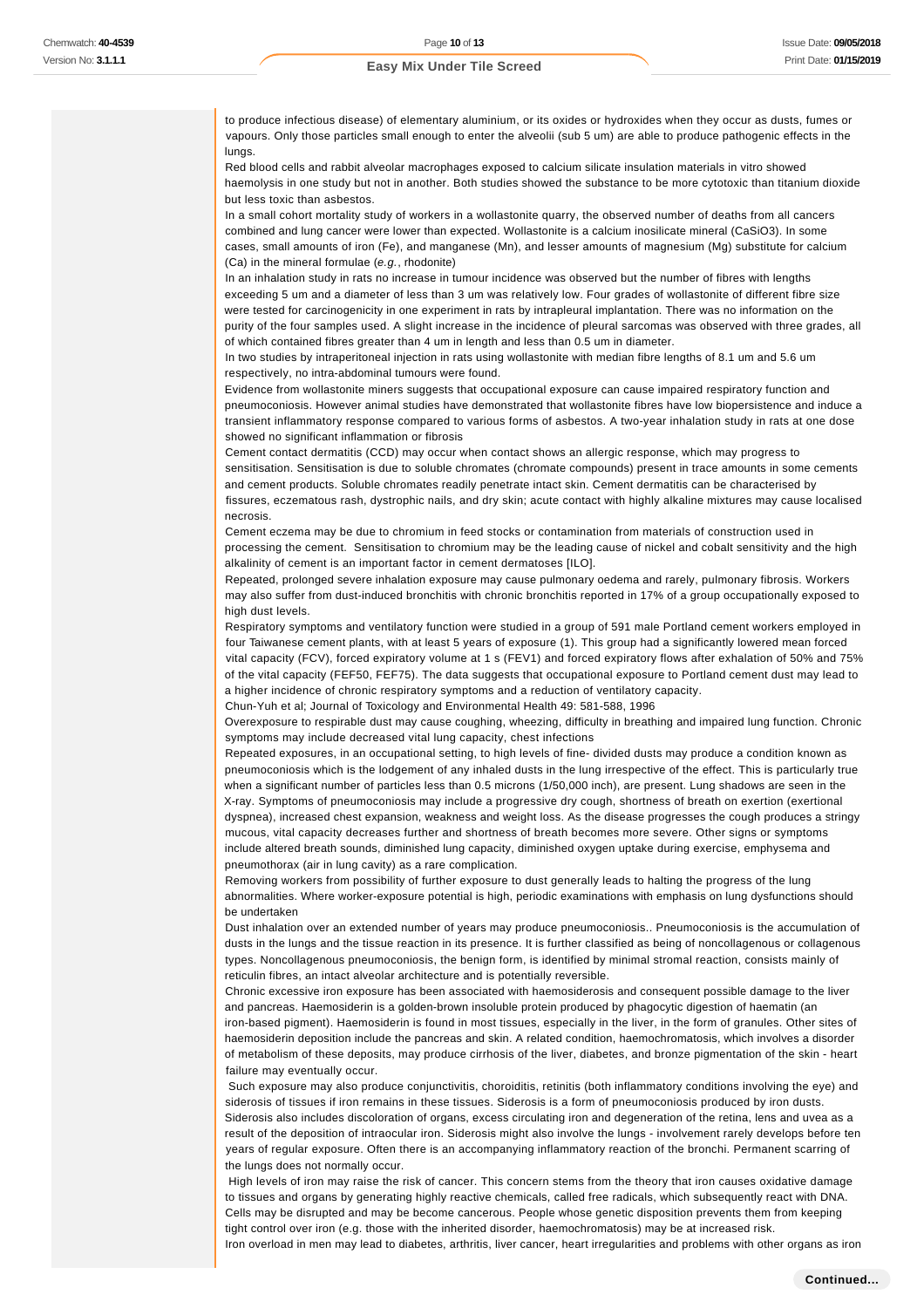to produce infectious disease) of elementary aluminium, or its oxides or hydroxides when they occur as dusts, fumes or vapours. Only those particles small enough to enter the alveolii (sub 5 um) are able to produce pathogenic effects in the lungs.
Red blood cells and rabbit alveolar macrophages exposed to calcium silicate insulation materials in vitro showed haemolysis in one study but not in another. Both studies showed the substance to be more cytotoxic than titanium dioxide but less toxic than asbestos.
In a small cohort mortality study of workers in a wollastonite quarry, the observed number of deaths from all cancers combined and lung cancer were lower than expected. Wollastonite is a calcium inosilicate mineral ($CaSiO_3$). In some cases, small amounts of iron (Fe), and manganese (Mn), and lesser amounts of magnesium (Mg) substitute for calcium (Ca) in the mineral formulae (*e.g.*, rhodonite)
In an inhalation study in rats no increase in tumour incidence was observed but the number of fibres with lengths exceeding 5 um and a diameter of less than 3 um was relatively low. Four grades of wollastonite of different fibre size were tested for carcinogenicity in one experiment in rats by intrapleural implantation. There was no information on the purity of the four samples used. A slight increase in the incidence of pleural sarcomas was observed with three grades, all of which contained fibres greater than 4 um in length and less than 0.5 um in diameter.
In two studies by intraperitoneal injection in rats using wollastonite with median fibre lengths of 8.1 um and 5.6 um respectively, no intra-abdominal tumours were found.
Evidence from wollastonite miners suggests that occupational exposure can cause impaired respiratory function and pneumoconiosis. However animal studies have demonstrated that wollastonite fibres have low biopersistence and induce a transient inflammatory response compared to various forms of asbestos. A two-year inhalation study in rats at one dose showed no significant inflammation or fibrosis
Cement contact dermatitis (CCD) may occur when contact shows an allergic response, which may progress to sensitisation. Sensitisation is due to soluble chromates (chromate compounds) present in trace amounts in some cements and cement products. Soluble chromates readily penetrate intact skin. Cement dermatitis can be characterised by fissures, eczematous rash, dystrophic nails, and dry skin; acute contact with highly alkaline mixtures may cause localised necrosis.
Cement eczema may be due to chromium in feed stocks or contamination from materials of construction used in processing the cement. Sensitisation to chromium may be the leading cause of nickel and cobalt sensitivity and the high alkalinity of cement is an important factor in cement dermatoses [ILO].
Repeated, prolonged severe inhalation exposure may cause pulmonary oedema and rarely, pulmonary fibrosis. Workers may also suffer from dust-induced bronchitis with chronic bronchitis reported in 17% of a group occupationally exposed to high dust levels.
Respiratory symptoms and ventilatory function were studied in a group of 591 male Portland cement workers employed in four Taiwanese cement plants, with at least 5 years of exposure (1). This group had a significantly lowered mean forced vital capacity (FCV), forced expiratory volume at 1 s (FEV1) and forced expiratory flows after exhalation of 50% and 75% of the vital capacity (FEF50, FEF75). The data suggests that occupational exposure to Portland cement dust may lead to a higher incidence of chronic respiratory symptoms and a reduction of ventilatory capacity.
Chun-Yuh et al; Journal of Toxicology and Environmental Health 49: 581-588, 1996
Overexposure to respirable dust may cause coughing, wheezing, difficulty in breathing and impaired lung function. Chronic symptoms may include decreased vital lung capacity, chest infections
Repeated exposures, in an occupational setting, to high levels of fine- divided dusts may produce a condition known as pneumoconiosis which is the lodgement of any inhaled dusts in the lung irrespective of the effect. This is particularly true when a significant number of particles less than 0.5 microns (1/50,000 inch), are present. Lung shadows are seen in the X-ray. Symptoms of pneumoconiosis may include a progressive dry cough, shortness of breath on exertion (exertional dyspnea), increased chest expansion, weakness and weight loss. As the disease progresses the cough produces a stringy mucous, vital capacity decreases further and shortness of breath becomes more severe. Other signs or symptoms include altered breath sounds, diminished lung capacity, diminished oxygen uptake during exercise, emphysema and pneumothorax (air in lung cavity) as a rare complication.
Removing workers from possibility of further exposure to dust generally leads to halting the progress of the lung abnormalities. Where worker-exposure potential is high, periodic examinations with emphasis on lung dysfunctions should be undertaken
Dust inhalation over an extended number of years may produce pneumoconiosis.. Pneumoconiosis is the accumulation of dusts in the lungs and the tissue reaction in its presence. It is further classified as being of noncollagenous or collagenous types. Noncollagenous pneumoconiosis, the benign form, is identified by minimal stromal reaction, consists mainly of reticulin fibres, an intact alveolar architecture and is potentially reversible.
Chronic excessive iron exposure has been associated with haemosiderosis and consequent possible damage to the liver and pancreas. Haemosiderin is a golden-brown insoluble protein produced by phagocytic digestion of haematin (an iron-based pigment). Haemosiderin is found in most tissues, especially in the liver, in the form of granules. Other sites of haemosiderin deposition include the pancreas and skin. A related condition, haemochromatosis, which involves a disorder of metabolism of these deposits, may produce cirrhosis of the liver, diabetes, and bronze pigmentation of the skin - heart failure may eventually occur.
Such exposure may also produce conjunctivitis, choroiditis, retinitis (both inflammatory conditions involving the eye) and siderosis of tissues if iron remains in these tissues. Siderosis is a form of pneumoconiosis produced by iron dusts. Siderosis also includes discoloration of organs, excess circulating iron and degeneration of the retina, lens and uvea as a result of the deposition of intraocular iron. Siderosis might also involve the lungs - involvement rarely develops before ten years of regular exposure. Often there is an accompanying inflammatory reaction of the bronchi. Permanent scarring of the lungs does not normally occur.
High levels of iron may raise the risk of cancer. This concern stems from the theory that iron causes oxidative damage to tissues and organs by generating highly reactive chemicals, called free radicals, which subsequently react with DNA. Cells may be disrupted and may be become cancerous. People whose genetic disposition prevents them from keeping tight control over iron (e.g. those with the inherited disorder, haemochromatosis) may be at increased risk.
Iron overload in men may lead to diabetes, arthritis, liver cancer, heart irregularities and problems with other organs as iron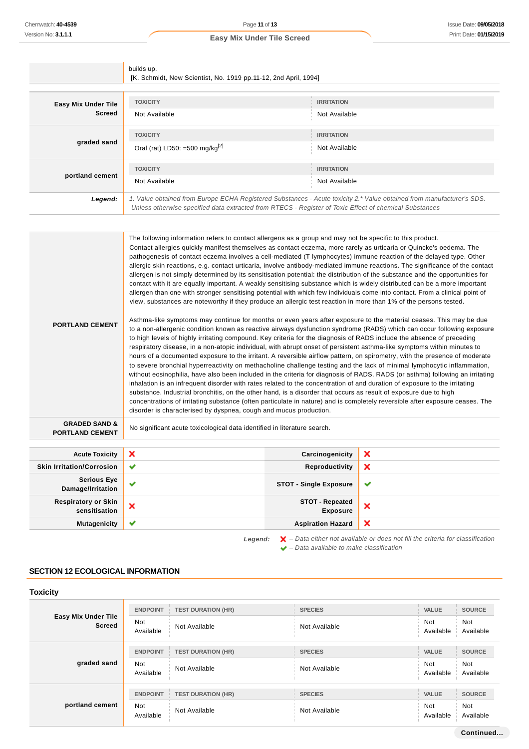| | |
|---|---|
| | builds up.<br>[K. Schmidt, New Scientist, No. 1919 pp.11-12, 2nd April, 1994] |

| | TOXICITY | IRRITATION |
|---|---|---|
| **Easy Mix Under Tile Screed** | Not Available | Not Available |
| **graded sand** | Oral (rat) LD50: =500 mg/kg[2] | Not Available |
| **portland cement** | Not Available | Not Available |

**Legend:** *1. Value obtained from Europe ECHA Registered Substances - Acute toxicity 2.\* Value obtained from manufacturer's SDS. Unless otherwise specified data extracted from RTECS - Register of Toxic Effect of chemical Substances*

| | |
|---|---|
| **PORTLAND CEMENT** | The following information refers to contact allergens as a group and may not be specific to this product.<br>Contact allergies quickly manifest themselves as contact eczema, more rarely as urticaria or Quincke's oedema. The pathogenesis of contact eczema involves a cell-mediated (T lymphocytes) immune reaction of the delayed type. Other allergic skin reactions, e.g. contact urticaria, involve antibody-mediated immune reactions. The significance of the contact allergen is not simply determined by its sensitisation potential: the distribution of the substance and the opportunities for contact with it are equally important. A weakly sensitising substance which is widely distributed can be a more important allergen than one with stronger sensitising potential with which few individuals come into contact. From a clinical point of view, substances are noteworthy if they produce an allergic test reaction in more than 1% of the persons tested.<br><br>Asthma-like symptoms may continue for months or even years after exposure to the material ceases. This may be due to a non-allergenic condition known as reactive airways dysfunction syndrome (RADS) which can occur following exposure to high levels of highly irritating compound. Key criteria for the diagnosis of RADS include the absence of preceding respiratory disease, in a non-atopic individual, with abrupt onset of persistent asthma-like symptoms within minutes to hours of a documented exposure to the irritant. A reversible airflow pattern, on spirometry, with the presence of moderate to severe bronchial hyperreactivity on methacholine challenge testing and the lack of minimal lymphocytic inflammation, without eosinophilia, have also been included in the criteria for diagnosis of RADS. RADS (or asthma) following an irritating inhalation is an infrequent disorder with rates related to the concentration of and duration of exposure to the irritating substance. Industrial bronchitis, on the other hand, is a disorder that occurs as result of exposure due to high concentrations of irritating substance (often particulate in nature) and is completely reversible after exposure ceases. The disorder is characterised by dyspnea, cough and mucus production. |
| **GRADED SAND & PORTLAND CEMENT** | No significant acute toxicological data identified in literature search. |

| | | | |
|---|---|---|---|
| **Acute Toxicity** | ✘ | **Carcinogenicity** | ✘ |
| **Skin Irritation/Corrosion** | ✔ | **Reproductivity** | ✘ |
| **Serious Eye Damage/Irritation** | ✔ | **STOT - Single Exposure** | ✔ |
| **Respiratory or Skin sensitisation** | ✘ | **STOT - Repeated Exposure** | ✘ |
| **Mutagenicity** | ✔ | **Aspiration Hazard** | ✘ |

**Legend:** ✘ *– Data either not available or does not fill the criteria for classification*
✔ *– Data available to make classification*

## SECTION 12 ECOLOGICAL INFORMATION

### Toxicity

| | ENDPOINT | TEST DURATION (HR) | SPECIES | VALUE | SOURCE |
|---|---|---|---|---|---|
| **Easy Mix Under Tile Screed** | Not Available | Not Available | Not Available | Not Available | Not Available |
| **graded sand** | Not Available | Not Available | Not Available | Not Available | Not Available |
| **portland cement** | Not Available | Not Available | Not Available | Not Available | Not Available |

Continued...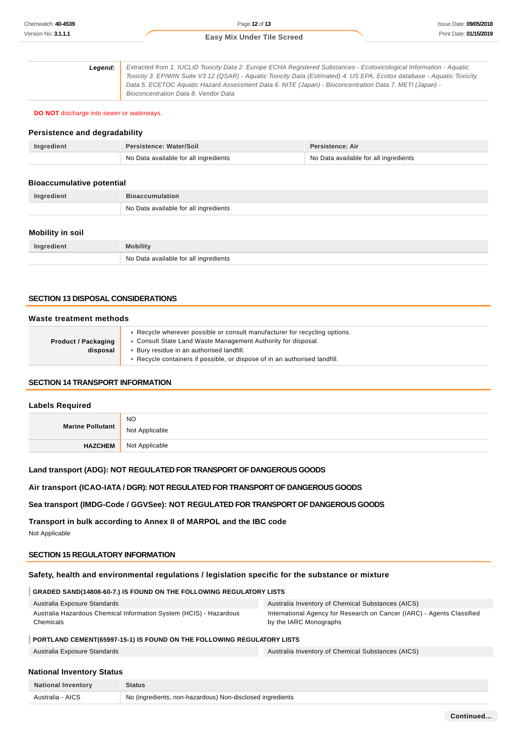| Legend: | Extracted from 1. IUCLID Toxicity Data 2. Europe ECHA Registered Substances - Ecotoxicological Information - Aquatic Toxicity 3. EPIWIN Suite V3.12 (QSAR) - Aquatic Toxicity Data (Estimated) 4. US EPA, Ecotox database - Aquatic Toxicity Data 5. ECETOC Aquatic Hazard Assessment Data 6. NITE (Japan) - Bioconcentration Data 7. METI (Japan) - Bioconcentration Data 8. Vendor Data |
|---|---|

**DO NOT** discharge into sewer or waterways.

### Persistence and degradability

| Ingredient | Persistence: Water/Soil | Persistence: Air |
|---|---|---|
| | No Data available for all ingredients | No Data available for all ingredients |

### Bioaccumulative potential

| Ingredient | Bioaccumulation |
|---|---|
| | No Data available for all ingredients |

### Mobility in soil

| Ingredient | Mobility |
|---|---|
| | No Data available for all ingredients |

## SECTION 13 DISPOSAL CONSIDERATIONS

### Waste treatment methods

| Product / Packaging disposal | ‣ Recycle wherever possible or consult manufacturer for recycling options. ‣ Consult State Land Waste Management Authority for disposal. ‣ Bury residue in an authorised landfill. ‣ Recycle containers if possible, or dispose of in an authorised landfill. |
|---|---|

## SECTION 14 TRANSPORT INFORMATION

### Labels Required

| Marine Pollutant | NO<br>Not Applicable |
|---|---|
| HAZCHEM | Not Applicable |

**Land transport (ADG): NOT REGULATED FOR TRANSPORT OF DANGEROUS GOODS**

**Air transport (ICAO-IATA / DGR): NOT REGULATED FOR TRANSPORT OF DANGEROUS GOODS**

**Sea transport (IMDG-Code / GGVSee): NOT REGULATED FOR TRANSPORT OF DANGEROUS GOODS**

**Transport in bulk according to Annex II of MARPOL and the IBC code**

Not Applicable

## SECTION 15 REGULATORY INFORMATION

### Safety, health and environmental regulations / legislation specific for the substance or mixture

**GRADED SAND(14808-60-7.) IS FOUND ON THE FOLLOWING REGULATORY LISTS**

| | |
|---|---|
| Australia Exposure Standards | Australia Inventory of Chemical Substances (AICS) |
| Australia Hazardous Chemical Information System (HCIS) - Hazardous Chemicals | International Agency for Research on Cancer (IARC) - Agents Classified by the IARC Monographs |

**PORTLAND CEMENT(65997-15-1) IS FOUND ON THE FOLLOWING REGULATORY LISTS**

| | |
|---|---|
| Australia Exposure Standards | Australia Inventory of Chemical Substances (AICS) |

### National Inventory Status

| National Inventory | Status |
|---|---|
| Australia - AICS | No (ingredients, non-hazardous) Non-disclosed ingredients |

Continued...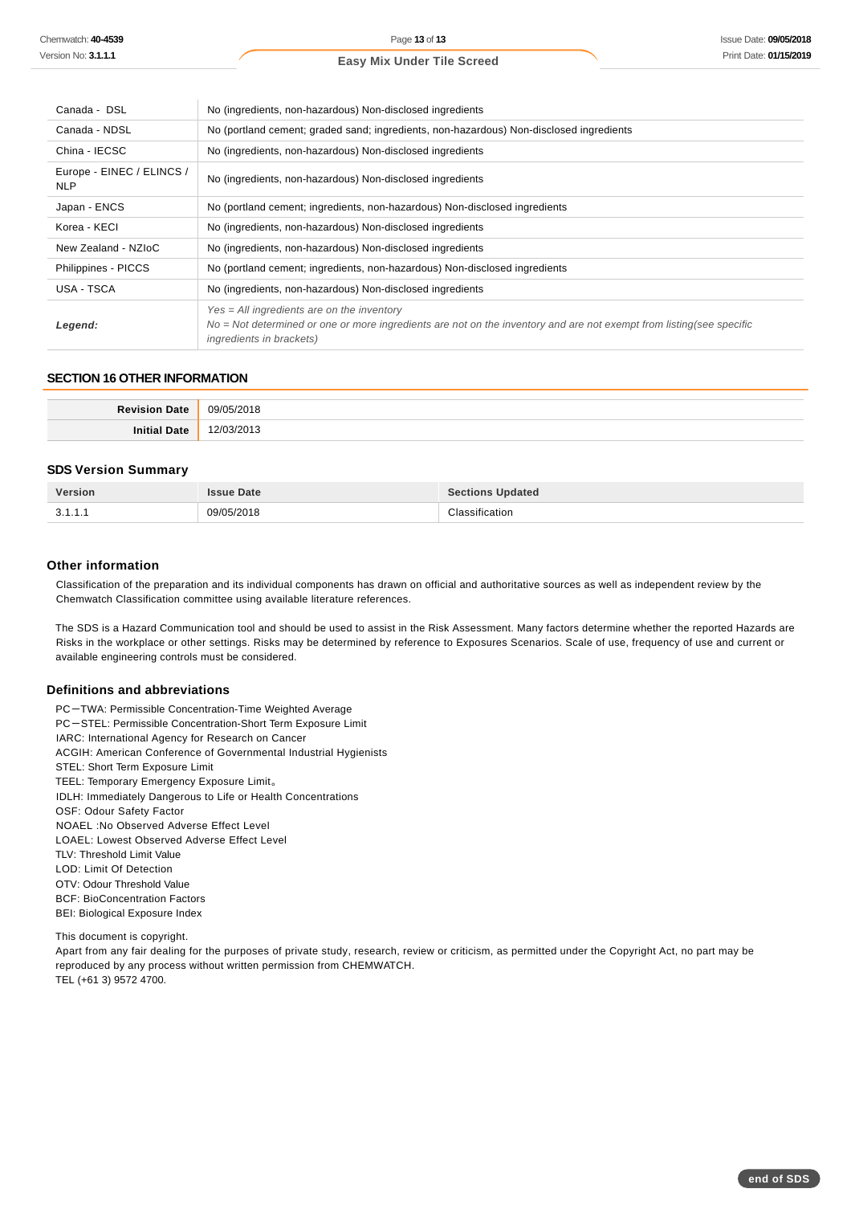| | |
|---|---|
| Canada - DSL | No (ingredients, non-hazardous) Non-disclosed ingredients |
| Canada - NDSL | No (portland cement; graded sand; ingredients, non-hazardous) Non-disclosed ingredients |
| China - IECSC | No (ingredients, non-hazardous) Non-disclosed ingredients |
| Europe - EINEC / ELINCS / NLP | No (ingredients, non-hazardous) Non-disclosed ingredients |
| Japan - ENCS | No (portland cement; ingredients, non-hazardous) Non-disclosed ingredients |
| Korea - KECI | No (ingredients, non-hazardous) Non-disclosed ingredients |
| New Zealand - NZIoC | No (ingredients, non-hazardous) Non-disclosed ingredients |
| Philippines - PICCS | No (portland cement; ingredients, non-hazardous) Non-disclosed ingredients |
| USA - TSCA | No (ingredients, non-hazardous) Non-disclosed ingredients |
| ***Legend:*** | *Yes = All ingredients are on the inventory*<br>*No = Not determined or one or more ingredients are not on the inventory and are not exempt from listing(see specific ingredients in brackets)* |

## SECTION 16 OTHER INFORMATION

| | |
|---|---|
| **Revision Date** | 09/05/2018 |
| **Initial Date** | 12/03/2013 |

### SDS Version Summary

| Version | Issue Date | Sections Updated |
|---|---|---|
| 3.1.1.1 | 09/05/2018 | Classification |

### Other information

Classification of the preparation and its individual components has drawn on official and authoritative sources as well as independent review by the Chemwatch Classification committee using available literature references.

The SDS is a Hazard Communication tool and should be used to assist in the Risk Assessment. Many factors determine whether the reported Hazards are Risks in the workplace or other settings. Risks may be determined by reference to Exposures Scenarios. Scale of use, frequency of use and current or available engineering controls must be considered.

### Definitions and abbreviations

PC－TWA: Permissible Concentration-Time Weighted Average
PC－STEL: Permissible Concentration-Short Term Exposure Limit
IARC: International Agency for Research on Cancer
ACGIH: American Conference of Governmental Industrial Hygienists
STEL: Short Term Exposure Limit
TEEL: Temporary Emergency Exposure Limit。
IDLH: Immediately Dangerous to Life or Health Concentrations
OSF: Odour Safety Factor
NOAEL :No Observed Adverse Effect Level
LOAEL: Lowest Observed Adverse Effect Level
TLV: Threshold Limit Value
LOD: Limit Of Detection
OTV: Odour Threshold Value
BCF: BioConcentration Factors
BEI: Biological Exposure Index

This document is copyright.
Apart from any fair dealing for the purposes of private study, research, review or criticism, as permitted under the Copyright Act, no part may be reproduced by any process without written permission from CHEMWATCH.
TEL (+61 3) 9572 4700.

**end of SDS**